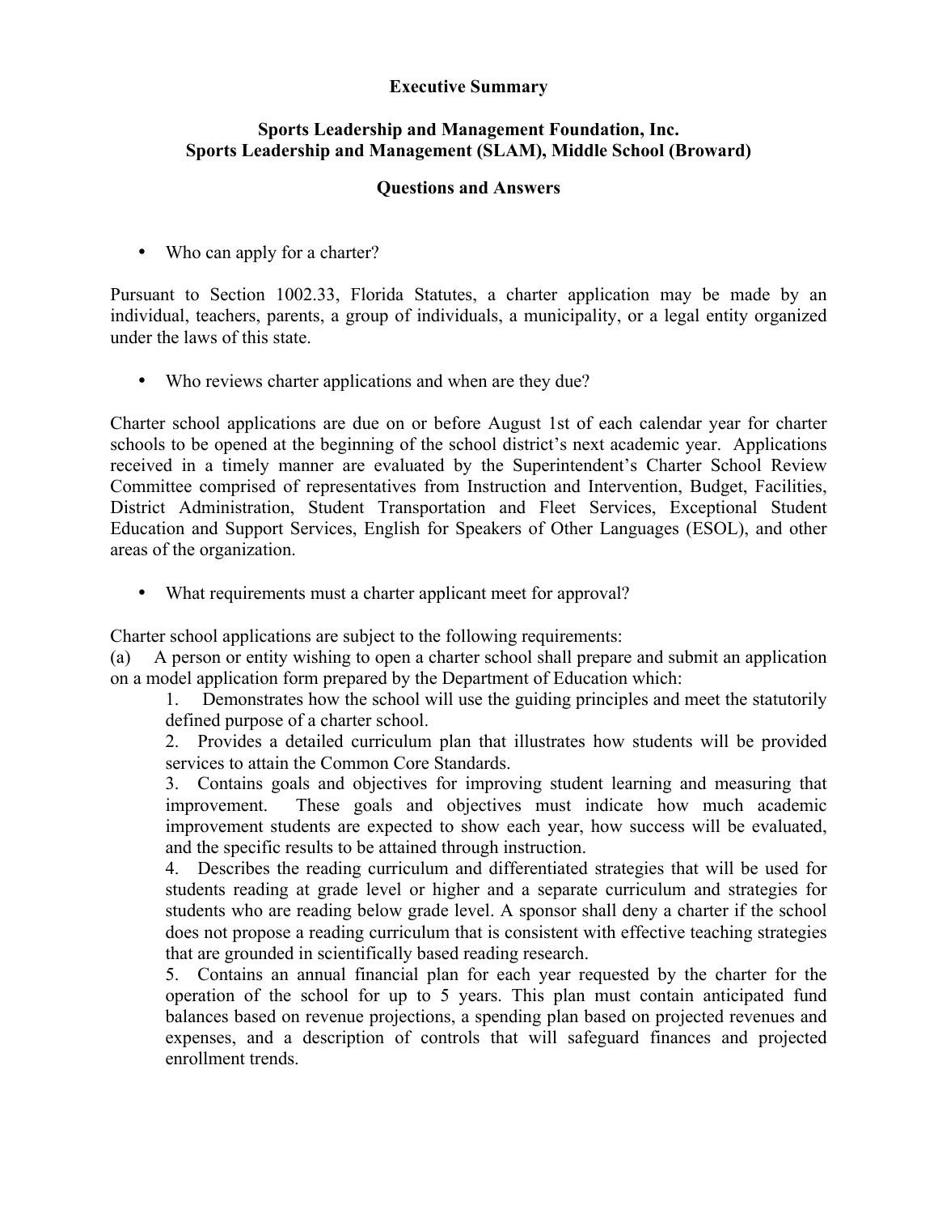# Executive Summary

## Sports Leadership and Management Foundation, Inc.
## Sports Leadership and Management (SLAM), Middle School (Broward)

### Questions and Answers

- Who can apply for a charter?

Pursuant to Section 1002.33, Florida Statutes, a charter application may be made by an individual, teachers, parents, a group of individuals, a municipality, or a legal entity organized under the laws of this state.

- Who reviews charter applications and when are they due?

Charter school applications are due on or before August 1st of each calendar year for charter schools to be opened at the beginning of the school district's next academic year. Applications received in a timely manner are evaluated by the Superintendent's Charter School Review Committee comprised of representatives from Instruction and Intervention, Budget, Facilities, District Administration, Student Transportation and Fleet Services, Exceptional Student Education and Support Services, English for Speakers of Other Languages (ESOL), and other areas of the organization.

- What requirements must a charter applicant meet for approval?

Charter school applications are subject to the following requirements:

(a) A person or entity wishing to open a charter school shall prepare and submit an application on a model application form prepared by the Department of Education which:

1. Demonstrates how the school will use the guiding principles and meet the statutorily defined purpose of a charter school.
2. Provides a detailed curriculum plan that illustrates how students will be provided services to attain the Common Core Standards.
3. Contains goals and objectives for improving student learning and measuring that improvement. These goals and objectives must indicate how much academic improvement students are expected to show each year, how success will be evaluated, and the specific results to be attained through instruction.
4. Describes the reading curriculum and differentiated strategies that will be used for students reading at grade level or higher and a separate curriculum and strategies for students who are reading below grade level. A sponsor shall deny a charter if the school does not propose a reading curriculum that is consistent with effective teaching strategies that are grounded in scientifically based reading research.
5. Contains an annual financial plan for each year requested by the charter for the operation of the school for up to 5 years. This plan must contain anticipated fund balances based on revenue projections, a spending plan based on projected revenues and expenses, and a description of controls that will safeguard finances and projected enrollment trends.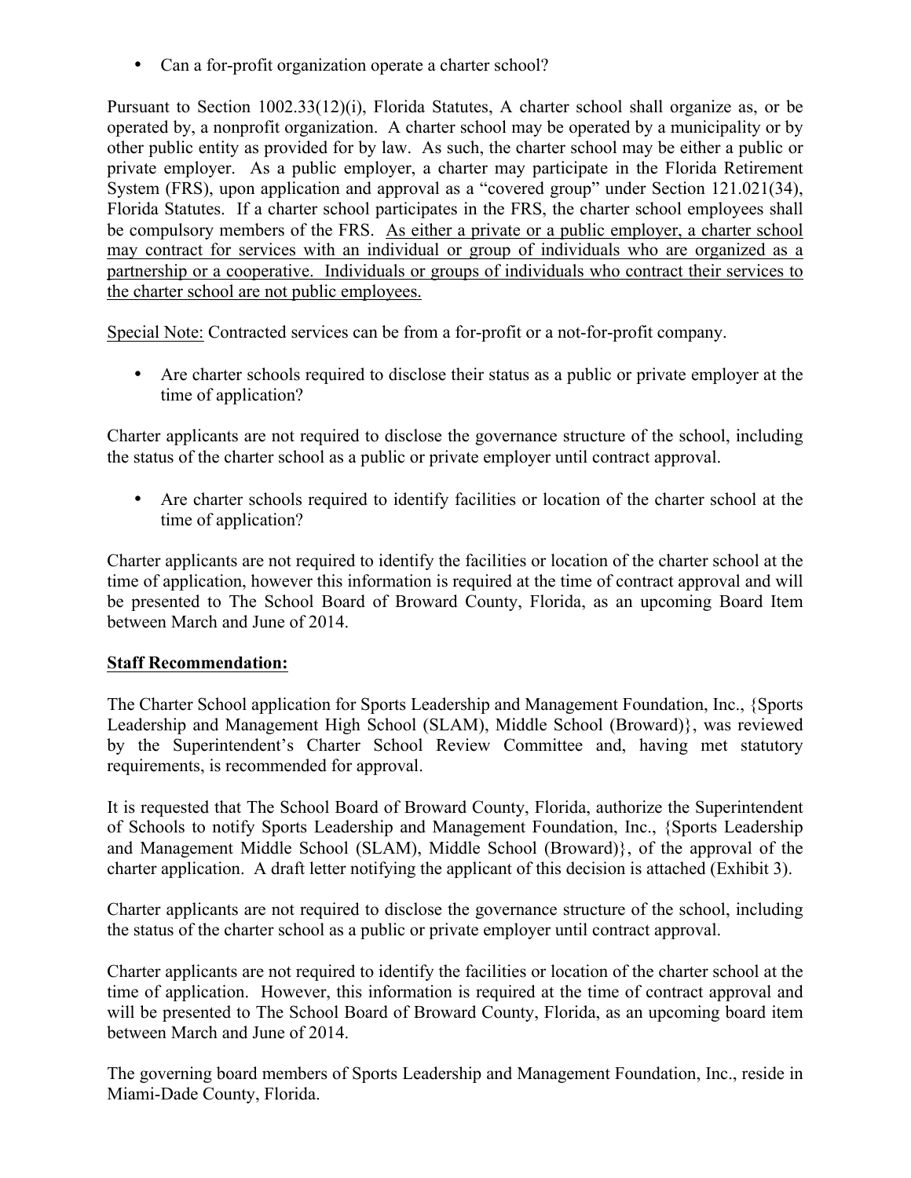- Can a for-profit organization operate a charter school?

Pursuant to Section 1002.33(12)(i), Florida Statutes, A charter school shall organize as, or be operated by, a nonprofit organization. A charter school may be operated by a municipality or by other public entity as provided for by law. As such, the charter school may be either a public or private employer. As a public employer, a charter may participate in the Florida Retirement System (FRS), upon application and approval as a "covered group" under Section 121.021(34), Florida Statutes. If a charter school participates in the FRS, the charter school employees shall be compulsory members of the FRS. <u>As either a private or a public employer, a charter school may contract for services with an individual or group of individuals who are organized as a partnership or a cooperative. Individuals or groups of individuals who contract their services to the charter school are not public employees.</u>

<u>Special Note:</u> Contracted services can be from a for-profit or a not-for-profit company.

- Are charter schools required to disclose their status as a public or private employer at the time of application?

Charter applicants are not required to disclose the governance structure of the school, including the status of the charter school as a public or private employer until contract approval.

- Are charter schools required to identify facilities or location of the charter school at the time of application?

Charter applicants are not required to identify the facilities or location of the charter school at the time of application, however this information is required at the time of contract approval and will be presented to The School Board of Broward County, Florida, as an upcoming Board Item between March and June of 2014.

**<u>Staff Recommendation:</u>**

The Charter School application for Sports Leadership and Management Foundation, Inc., {Sports Leadership and Management High School (SLAM), Middle School (Broward)}, was reviewed by the Superintendent's Charter School Review Committee and, having met statutory requirements, is recommended for approval.

It is requested that The School Board of Broward County, Florida, authorize the Superintendent of Schools to notify Sports Leadership and Management Foundation, Inc., {Sports Leadership and Management Middle School (SLAM), Middle School (Broward)}, of the approval of the charter application. A draft letter notifying the applicant of this decision is attached (Exhibit 3).

Charter applicants are not required to disclose the governance structure of the school, including the status of the charter school as a public or private employer until contract approval.

Charter applicants are not required to identify the facilities or location of the charter school at the time of application. However, this information is required at the time of contract approval and will be presented to The School Board of Broward County, Florida, as an upcoming board item between March and June of 2014.

The governing board members of Sports Leadership and Management Foundation, Inc., reside in Miami-Dade County, Florida.